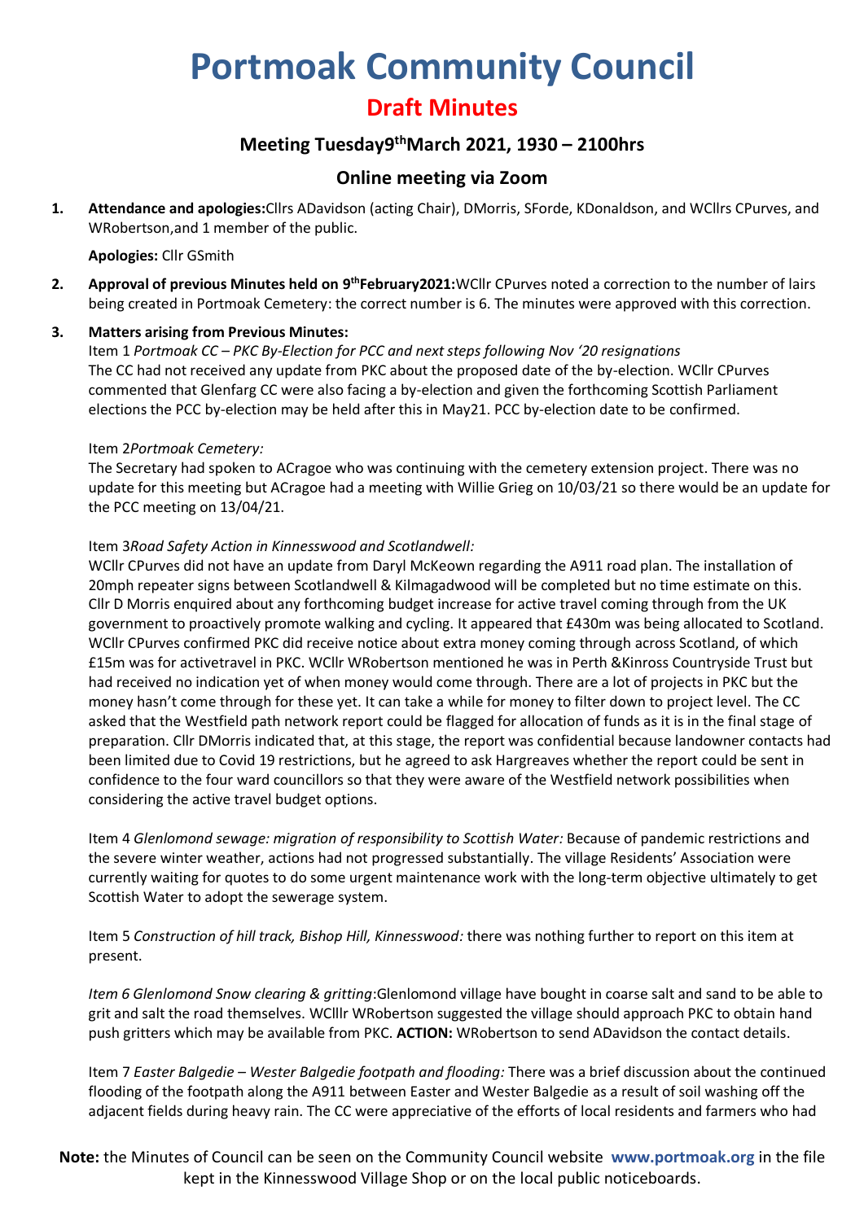# Portmoak Community Council

## Draft Minutes

### Meeting Tuesday9thMarch 2021, 1930 – 2100hrs

### Online meeting via Zoom

1. **Attendance and apologies:**Cllrs ADavidson (acting Chair), DMorris, SForde, KDonaldson, and WCllrs CPurves, and WRobertson,and 1 member of the public.

   **Apologies:** Cllr GSmith

2. **Approval of previous Minutes held on 9thFebruary2021:**WCllr CPurves noted a correction to the number of lairs being created in Portmoak Cemetery: the correct number is 6. The minutes were approved with this correction.

3. **Matters arising from Previous Minutes:**

   Item 1 *Portmoak CC – PKC By-Election for PCC and next steps following Nov '20 resignations*
   The CC had not received any update from PKC about the proposed date of the by-election. WCllr CPurves commented that Glenfarg CC were also facing a by-election and given the forthcoming Scottish Parliament elections the PCC by-election may be held after this in May21. PCC by-election date to be confirmed.

   Item 2*Portmoak Cemetery:*
   The Secretary had spoken to ACragoe who was continuing with the cemetery extension project. There was no update for this meeting but ACragoe had a meeting with Willie Grieg on 10/03/21 so there would be an update for the PCC meeting on 13/04/21.

   Item 3*Road Safety Action in Kinnesswood and Scotlandwell:*
   WCllr CPurves did not have an update from Daryl McKeown regarding the A911 road plan. The installation of 20mph repeater signs between Scotlandwell & Kilmagadwood will be completed but no time estimate on this. Cllr D Morris enquired about any forthcoming budget increase for active travel coming through from the UK government to proactively promote walking and cycling. It appeared that £430m was being allocated to Scotland. WCllr CPurves confirmed PKC did receive notice about extra money coming through across Scotland, of which £15m was for activetravel in PKC. WCllr WRobertson mentioned he was in Perth &Kinross Countryside Trust but had received no indication yet of when money would come through. There are a lot of projects in PKC but the money hasn't come through for these yet. It can take a while for money to filter down to project level. The CC asked that the Westfield path network report could be flagged for allocation of funds as it is in the final stage of preparation. Cllr DMorris indicated that, at this stage, the report was confidential because landowner contacts had been limited due to Covid 19 restrictions, but he agreed to ask Hargreaves whether the report could be sent in confidence to the four ward councillors so that they were aware of the Westfield network possibilities when considering the active travel budget options.

   Item 4 *Glenlomond sewage: migration of responsibility to Scottish Water:* Because of pandemic restrictions and the severe winter weather, actions had not progressed substantially. The village Residents' Association were currently waiting for quotes to do some urgent maintenance work with the long-term objective ultimately to get Scottish Water to adopt the sewerage system.

   Item 5 *Construction of hill track, Bishop Hill, Kinnesswood:* there was nothing further to report on this item at present.

   *Item 6 Glenlomond Snow clearing & gritting*:Glenlomond village have bought in coarse salt and sand to be able to grit and salt the road themselves. WCllr WRobertson suggested the village should approach PKC to obtain hand push gritters which may be available from PKC. **ACTION:** WRobertson to send ADavidson the contact details.

   Item 7 *Easter Balgedie – Wester Balgedie footpath and flooding:* There was a brief discussion about the continued flooding of the footpath along the A911 between Easter and Wester Balgedie as a result of soil washing off the adjacent fields during heavy rain. The CC were appreciative of the efforts of local residents and farmers who had

**Note:** the Minutes of Council can be seen on the Community Council website **www.portmoak.org** in the file kept in the Kinnesswood Village Shop or on the local public noticeboards.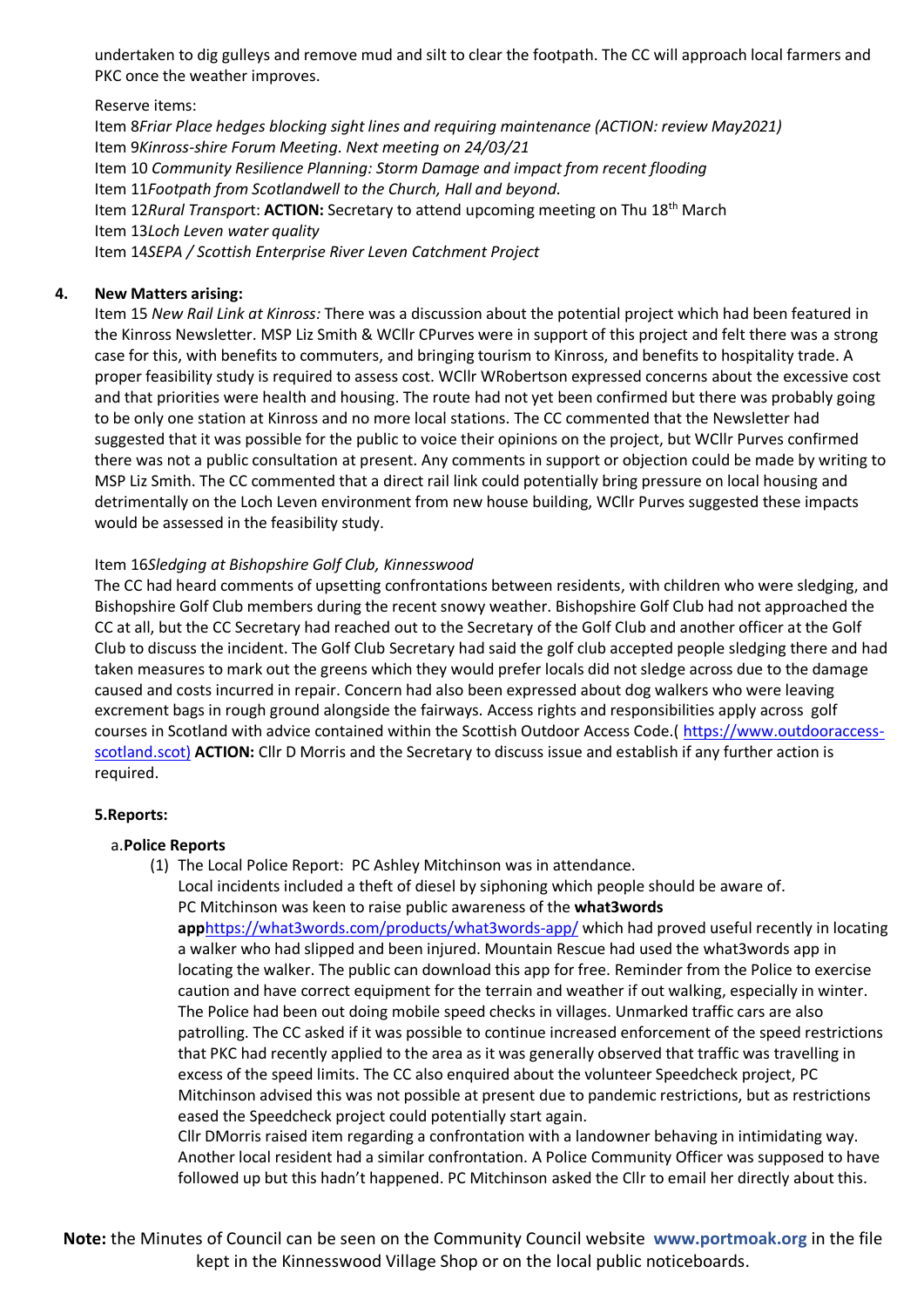undertaken to dig gulleys and remove mud and silt to clear the footpath. The CC will approach local farmers and PKC once the weather improves.

Reserve items:

Item 8*Friar Place hedges blocking sight lines and requiring maintenance (ACTION: review May2021)*
Item 9*Kinross-shire Forum Meeting. Next meeting on 24/03/21*
Item 10 *Community Resilience Planning: Storm Damage and impact from recent flooding*
Item 11*Footpath from Scotlandwell to the Church, Hall and beyond.*
Item 12*Rural Transpor*t: **ACTION:** Secretary to attend upcoming meeting on Thu 18th March
Item 13*Loch Leven water quality*
Item 14*SEPA / Scottish Enterprise River Leven Catchment Project*

**4. New Matters arising:**

Item 15 *New Rail Link at Kinross:* There was a discussion about the potential project which had been featured in the Kinross Newsletter. MSP Liz Smith & WCllr CPurves were in support of this project and felt there was a strong case for this, with benefits to commuters, and bringing tourism to Kinross, and benefits to hospitality trade. A proper feasibility study is required to assess cost. WCllr WRobertson expressed concerns about the excessive cost and that priorities were health and housing. The route had not yet been confirmed but there was probably going to be only one station at Kinross and no more local stations. The CC commented that the Newsletter had suggested that it was possible for the public to voice their opinions on the project, but WCllr Purves confirmed there was not a public consultation at present. Any comments in support or objection could be made by writing to MSP Liz Smith. The CC commented that a direct rail link could potentially bring pressure on local housing and detrimentally on the Loch Leven environment from new house building, WCllr Purves suggested these impacts would be assessed in the feasibility study.

Item 16*Sledging at Bishopshire Golf Club, Kinnesswood*

The CC had heard comments of upsetting confrontations between residents, with children who were sledging, and Bishopshire Golf Club members during the recent snowy weather. Bishopshire Golf Club had not approached the CC at all, but the CC Secretary had reached out to the Secretary of the Golf Club and another officer at the Golf Club to discuss the incident. The Golf Club Secretary had said the golf club accepted people sledging there and had taken measures to mark out the greens which they would prefer locals did not sledge across due to the damage caused and costs incurred in repair. Concern had also been expressed about dog walkers who were leaving excrement bags in rough ground alongside the fairways. Access rights and responsibilities apply across golf courses in Scotland with advice contained within the Scottish Outdoor Access Code.( https://www.outdooraccess-scotland.scot) **ACTION:** Cllr D Morris and the Secretary to discuss issue and establish if any further action is required.

**5.Reports:**

a.**Police Reports**

(1) The Local Police Report: PC Ashley Mitchinson was in attendance.
Local incidents included a theft of diesel by siphoning which people should be aware of.
PC Mitchinson was keen to raise public awareness of the **what3words app**https://what3words.com/products/what3words-app/ which had proved useful recently in locating a walker who had slipped and been injured. Mountain Rescue had used the what3words app in locating the walker. The public can download this app for free. Reminder from the Police to exercise caution and have correct equipment for the terrain and weather if out walking, especially in winter.
The Police had been out doing mobile speed checks in villages. Unmarked traffic cars are also patrolling. The CC asked if it was possible to continue increased enforcement of the speed restrictions that PKC had recently applied to the area as it was generally observed that traffic was travelling in excess of the speed limits. The CC also enquired about the volunteer Speedcheck project, PC Mitchinson advised this was not possible at present due to pandemic restrictions, but as restrictions eased the Speedcheck project could potentially start again.
Cllr DMorris raised item regarding a confrontation with a landowner behaving in intimidating way. Another local resident had a similar confrontation. A Police Community Officer was supposed to have followed up but this hadn't happened. PC Mitchinson asked the Cllr to email her directly about this.

**Note:** the Minutes of Council can be seen on the Community Council website **www.portmoak.org** in the file kept in the Kinnesswood Village Shop or on the local public noticeboards.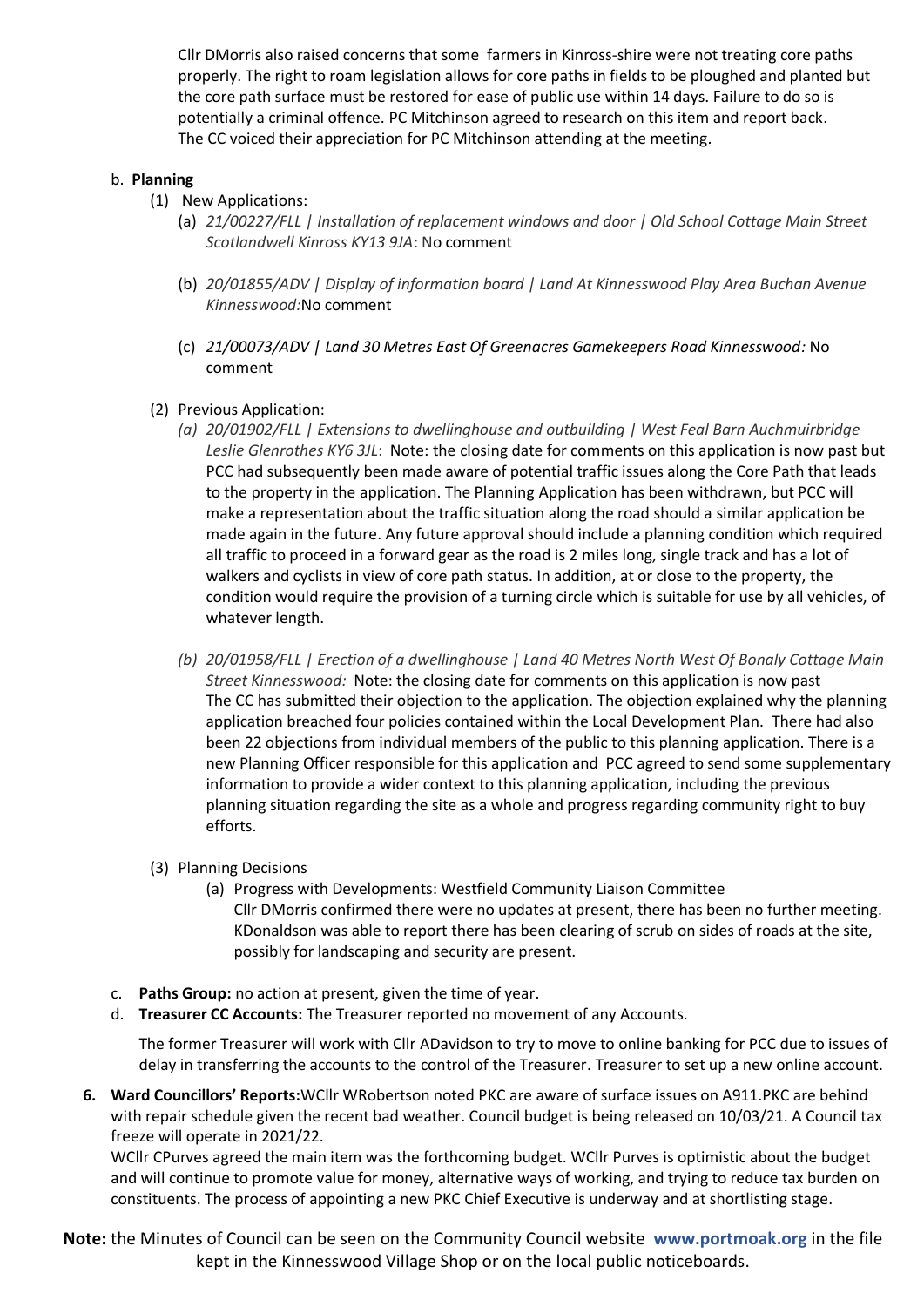Cllr DMorris also raised concerns that some farmers in Kinross-shire were not treating core paths properly. The right to roam legislation allows for core paths in fields to be ploughed and planted but the core path surface must be restored for ease of public use within 14 days. Failure to do so is potentially a criminal offence. PC Mitchinson agreed to research on this item and report back. The CC voiced their appreciation for PC Mitchinson attending at the meeting.

b. **Planning**

(1) New Applications:

(a) *21/00227/FLL | Installation of replacement windows and door | Old School Cottage Main Street Scotlandwell Kinross KY13 9JA*: No comment

(b) *20/01855/ADV | Display of information board | Land At Kinnesswood Play Area Buchan Avenue Kinnesswood:*No comment

(c) *21/00073/ADV | Land 30 Metres East Of Greenacres Gamekeepers Road Kinnesswood:* No comment

(2) Previous Application:

*(a) 20/01902/FLL | Extensions to dwellinghouse and outbuilding | West Feal Barn Auchmuirbridge Leslie Glenrothes KY6 3JL*: Note: the closing date for comments on this application is now past but PCC had subsequently been made aware of potential traffic issues along the Core Path that leads to the property in the application. The Planning Application has been withdrawn, but PCC will make a representation about the traffic situation along the road should a similar application be made again in the future. Any future approval should include a planning condition which required all traffic to proceed in a forward gear as the road is 2 miles long, single track and has a lot of walkers and cyclists in view of core path status. In addition, at or close to the property, the condition would require the provision of a turning circle which is suitable for use by all vehicles, of whatever length.

*(b) 20/01958/FLL | Erection of a dwellinghouse | Land 40 Metres North West Of Bonaly Cottage Main Street Kinnesswood:* Note: the closing date for comments on this application is now past The CC has submitted their objection to the application. The objection explained why the planning application breached four policies contained within the Local Development Plan. There had also been 22 objections from individual members of the public to this planning application. There is a new Planning Officer responsible for this application and PCC agreed to send some supplementary information to provide a wider context to this planning application, including the previous planning situation regarding the site as a whole and progress regarding community right to buy efforts.

(3) Planning Decisions

(a) Progress with Developments: Westfield Community Liaison Committee
Cllr DMorris confirmed there were no updates at present, there has been no further meeting. KDonaldson was able to report there has been clearing of scrub on sides of roads at the site, possibly for landscaping and security are present.

c. **Paths Group:** no action at present, given the time of year.

d. **Treasurer CC Accounts:** The Treasurer reported no movement of any Accounts.

The former Treasurer will work with Cllr ADavidson to try to move to online banking for PCC due to issues of delay in transferring the accounts to the control of the Treasurer. Treasurer to set up a new online account.

**6. Ward Councillors' Reports:**WCllr WRobertson noted PKC are aware of surface issues on A911.PKC are behind with repair schedule given the recent bad weather. Council budget is being released on 10/03/21. A Council tax freeze will operate in 2021/22.
WCllr CPurves agreed the main item was the forthcoming budget. WCllr Purves is optimistic about the budget and will continue to promote value for money, alternative ways of working, and trying to reduce tax burden on constituents. The process of appointing a new PKC Chief Executive is underway and at shortlisting stage.

**Note:** the Minutes of Council can be seen on the Community Council website **www.portmoak.org** in the file kept in the Kinnesswood Village Shop or on the local public noticeboards.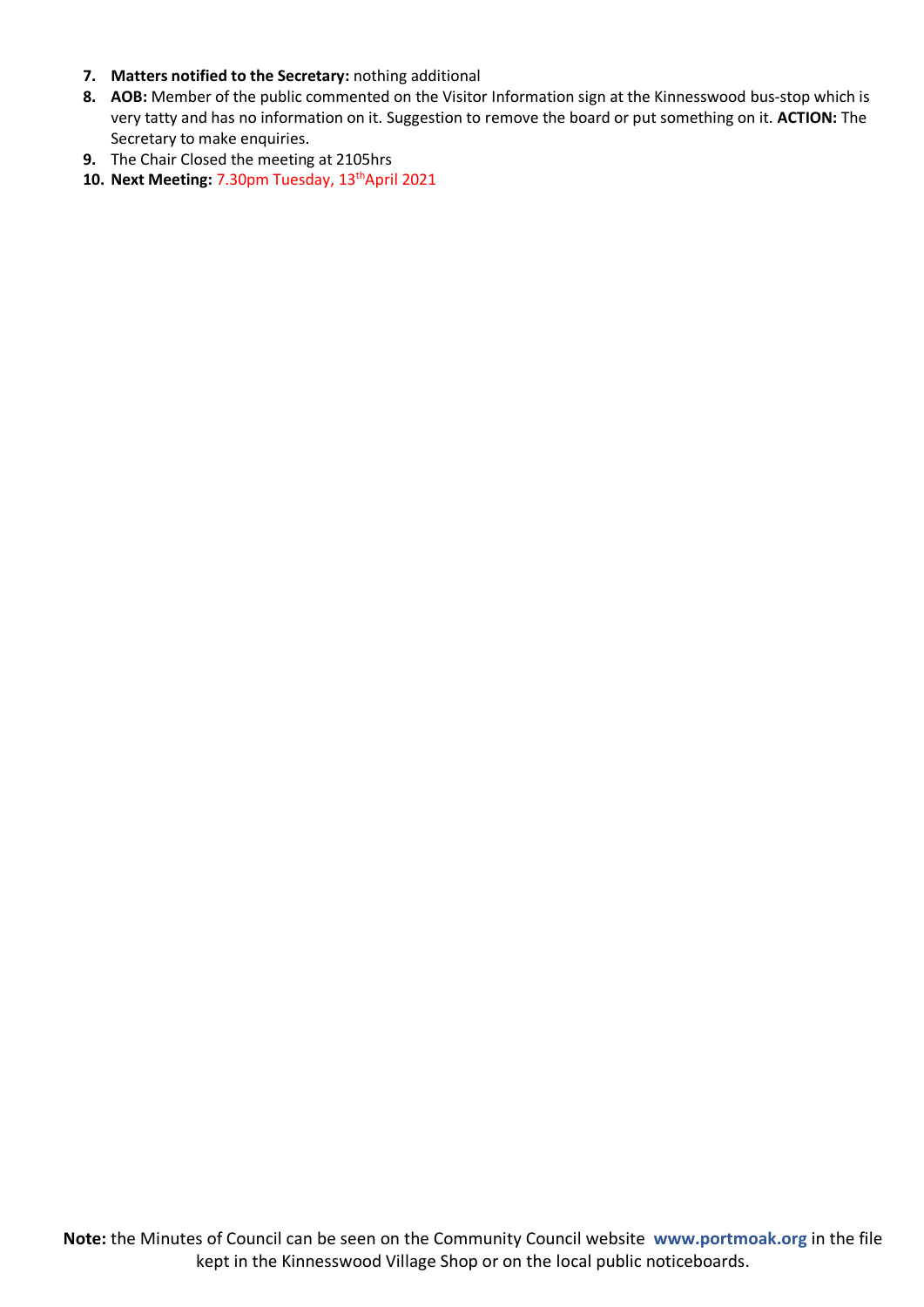7. **Matters notified to the Secretary:** nothing additional
8. **AOB:** Member of the public commented on the Visitor Information sign at the Kinnesswood bus-stop which is very tatty and has no information on it. Suggestion to remove the board or put something on it. **ACTION:** The Secretary to make enquiries.
9. The Chair Closed the meeting at 2105hrs
10. **Next Meeting:** 7.30pm Tuesday, 13th April 2021

**Note:** the Minutes of Council can be seen on the Community Council website **www.portmoak.org** in the file kept in the Kinnesswood Village Shop or on the local public noticeboards.